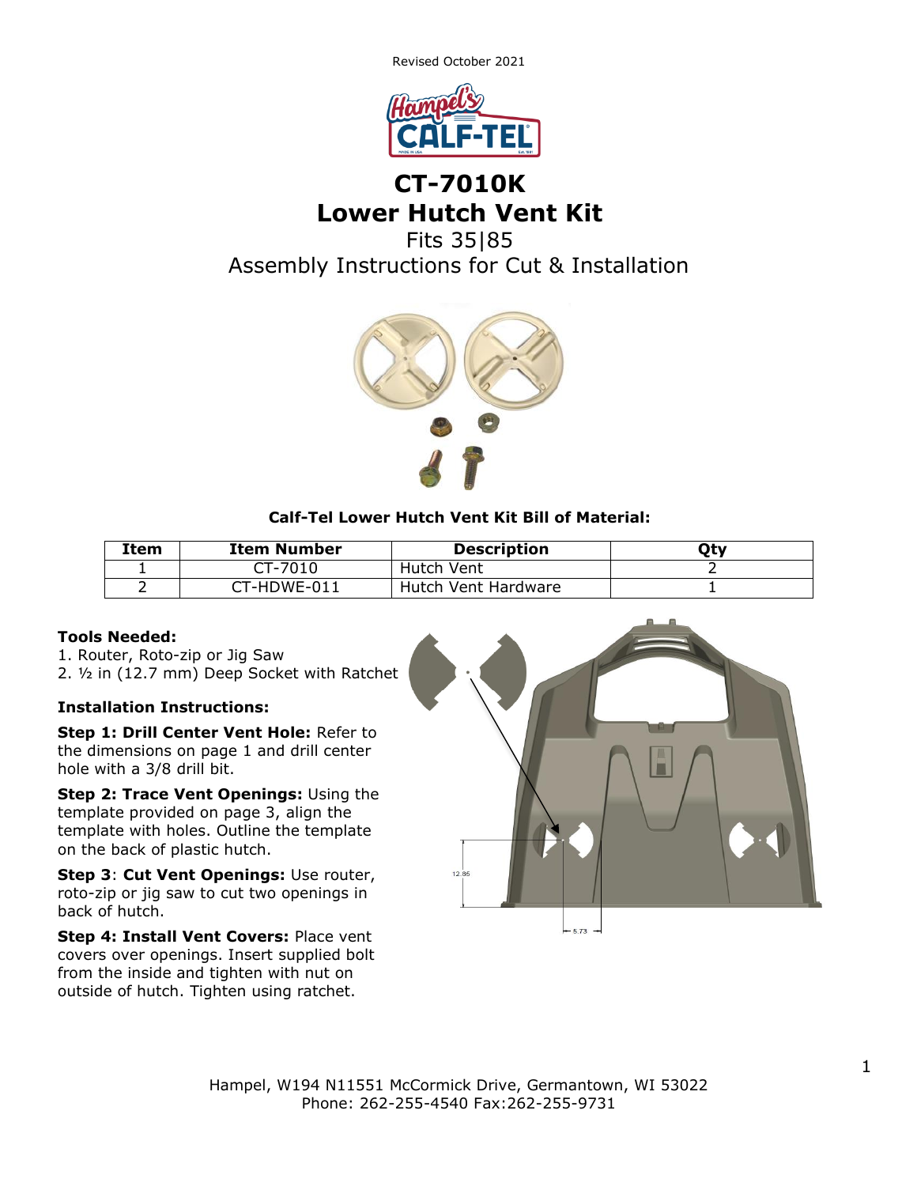Revised October 2021

# CT-7010K
# Lower Hutch Vent Kit

Fits 35|85

Assembly Instructions for Cut & Installation

**Calf-Tel Lower Hutch Vent Kit Bill of Material:**

| Item | Item Number | Description | Qty |
|---|---|---|---|
| 1 | CT-7010 | Hutch Vent | 2 |
| 2 | CT-HDWE-011 | Hutch Vent Hardware | 1 |

**Tools Needed:**

1. Router, Roto-zip or Jig Saw
2. ½ in (12.7 mm) Deep Socket with Ratchet

**Installation Instructions:**

**Step 1: Drill Center Vent Hole:** Refer to the dimensions on page 1 and drill center hole with a 3/8 drill bit.

**Step 2: Trace Vent Openings:** Using the template provided on page 3, align the template with holes. Outline the template on the back of plastic hutch.

**Step 3**: **Cut Vent Openings:** Use router, roto-zip or jig saw to cut two openings in back of hutch.

**Step 4: Install Vent Covers:** Place vent covers over openings. Insert supplied bolt from the inside and tighten with nut on outside of hutch. Tighten using ratchet.

12.85

5.73

Hampel, W194 N11551 McCormick Drive, Germantown, WI 53022
Phone: 262-255-4540 Fax:262-255-9731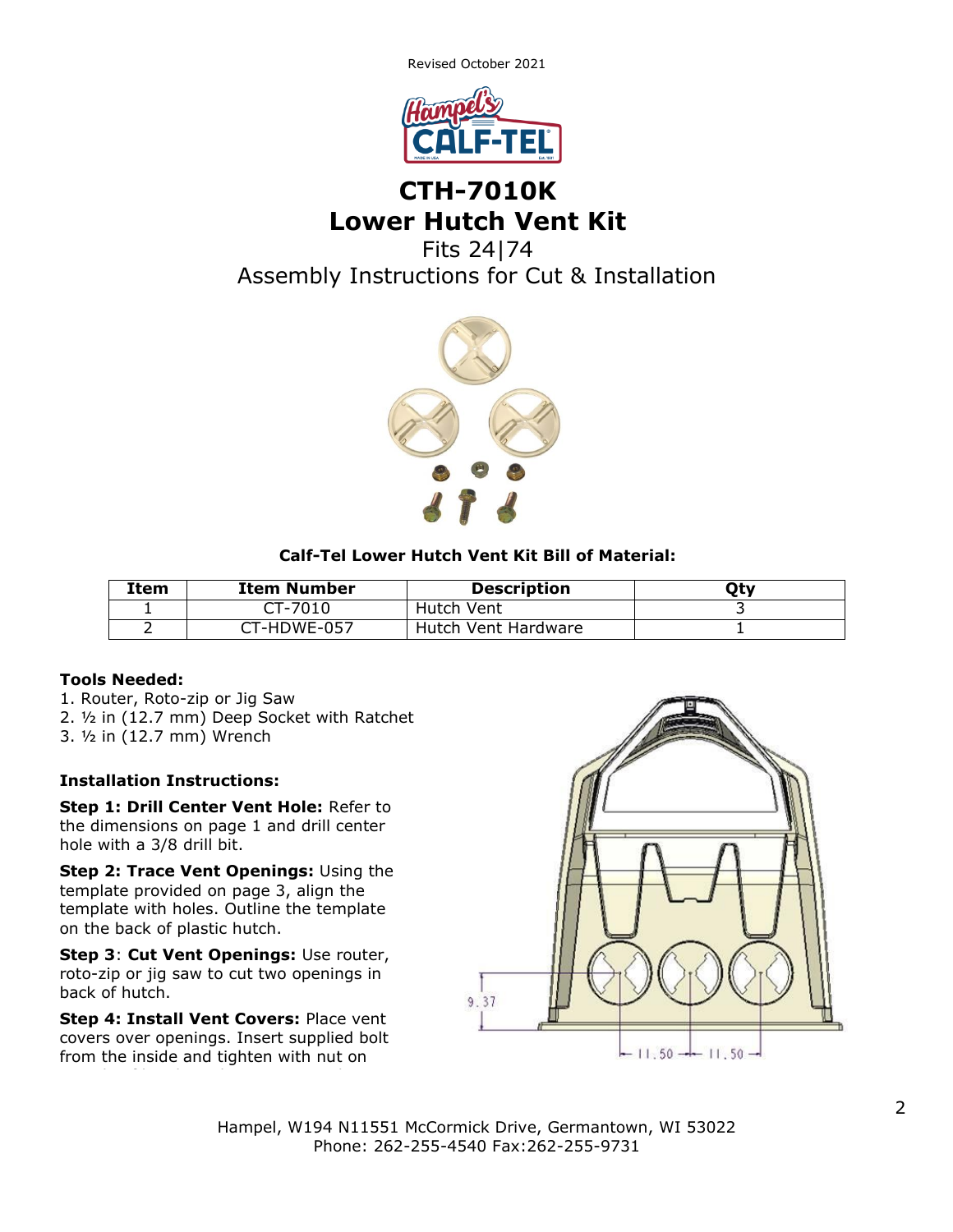Revised October 2021

# CTH-7010K
# Lower Hutch Vent Kit

Fits 24|74

Assembly Instructions for Cut & Installation

**Calf-Tel Lower Hutch Vent Kit Bill of Material:**

| Item | Item Number | Description | Qty |
| --- | --- | --- | --- |
| 1 | CT-7010 | Hutch Vent | 3 |
| 2 | CT-HDWE-057 | Hutch Vent Hardware | 1 |

**Tools Needed:**

1. Router, Roto-zip or Jig Saw
2. ½ in (12.7 mm) Deep Socket with Ratchet
3. ½ in (12.7 mm) Wrench

**Installation Instructions:**

**Step 1: Drill Center Vent Hole:** Refer to the dimensions on page 1 and drill center hole with a 3/8 drill bit.

**Step 2: Trace Vent Openings:** Using the template provided on page 3, align the template with holes. Outline the template on the back of plastic hutch.

**Step 3**: **Cut Vent Openings:** Use router, roto-zip or jig saw to cut two openings in back of hutch.

**Step 4: Install Vent Covers:** Place vent covers over openings. Insert supplied bolt from the inside and tighten with nut on

9.37

11.50 11.50

Hampel, W194 N11551 McCormick Drive, Germantown, WI 53022
Phone: 262-255-4540 Fax:262-255-9731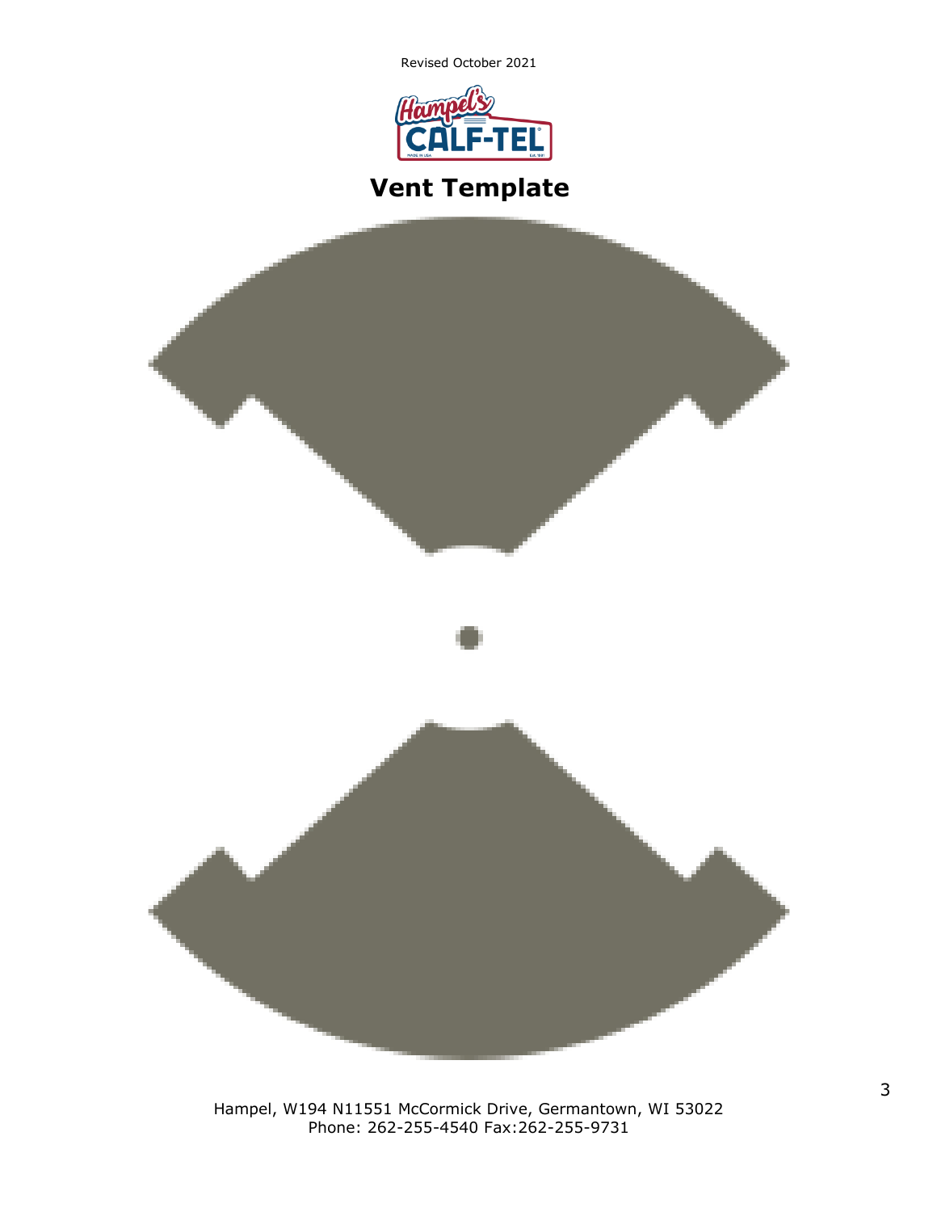Revised October 2021

# Vent Template

Hampel, W194 N11551 McCormick Drive, Germantown, WI 53022
Phone: 262-255-4540 Fax:262-255-9731